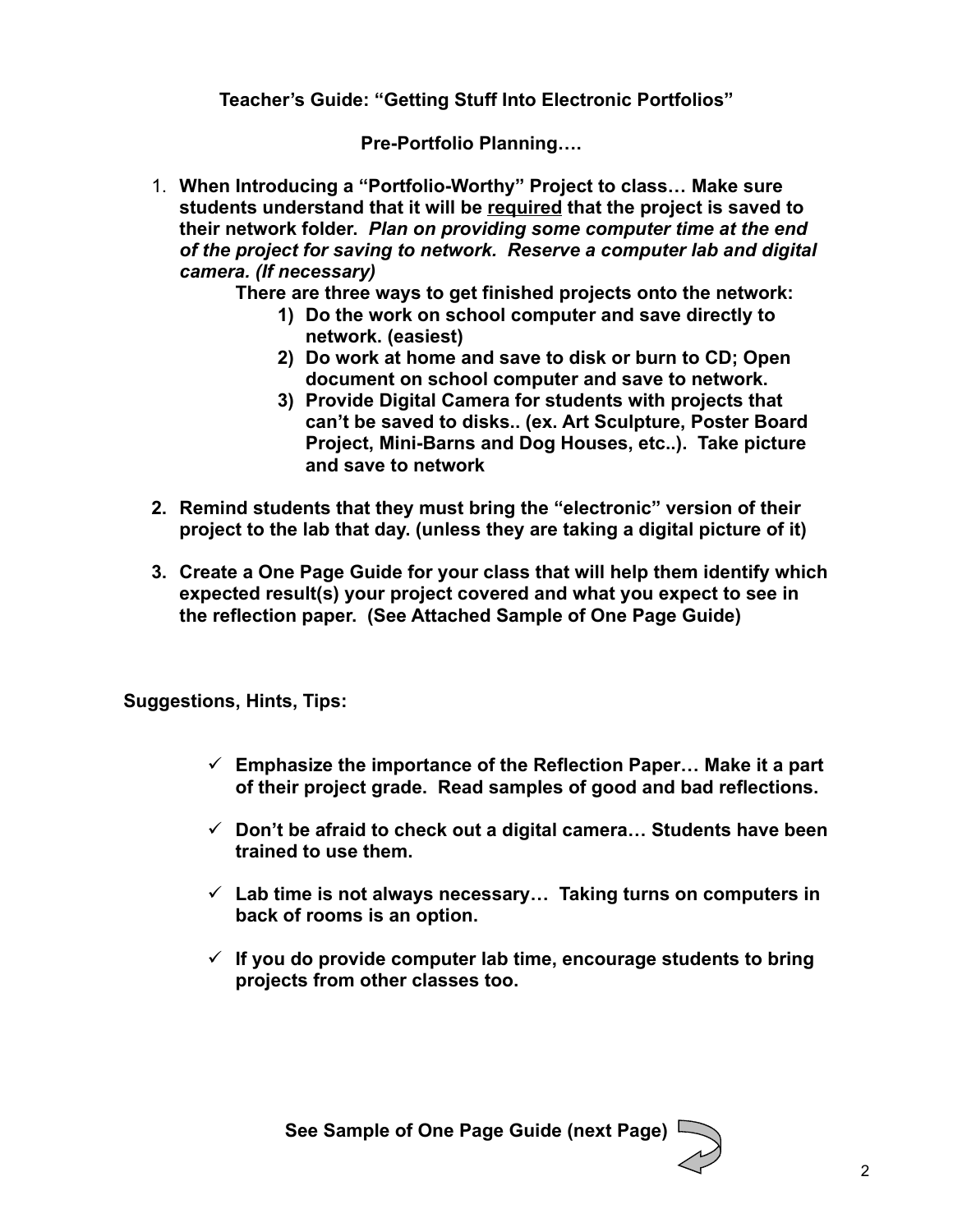**Teacher's Guide: "Getting Stuff Into Electronic Portfolios"**

**Pre-Portfolio Planning….**

1. **When Introducing a "Portfolio-Worthy" Project to class… Make sure students understand that it will be <u>required</u> that the project is saved to their network folder.** ***Plan on providing some computer time at the end of the project for saving to network. Reserve a computer lab and digital camera. (If necessary)***

   **There are three ways to get finished projects onto the network:**

   1) **Do the work on school computer and save directly to network. (easiest)**
   2) **Do work at home and save to disk or burn to CD; Open document on school computer and save to network.**
   3) **Provide Digital Camera for students with projects that can't be saved to disks.. (ex. Art Sculpture, Poster Board Project, Mini-Barns and Dog Houses, etc..). Take picture and save to network**

2. **Remind students that they must bring the "electronic" version of their project to the lab that day. (unless they are taking a digital picture of it)**

3. **Create a One Page Guide for your class that will help them identify which expected result(s) your project covered and what you expect to see in the reflection paper. (See Attached Sample of One Page Guide)**

**Suggestions, Hints, Tips:**

- ✓ **Emphasize the importance of the Reflection Paper… Make it a part of their project grade. Read samples of good and bad reflections.**
- ✓ **Don't be afraid to check out a digital camera… Students have been trained to use them.**
- ✓ **Lab time is not always necessary… Taking turns on computers in back of rooms is an option.**
- ✓ **If you do provide computer lab time, encourage students to bring projects from other classes too.**

**See Sample of One Page Guide (next Page)**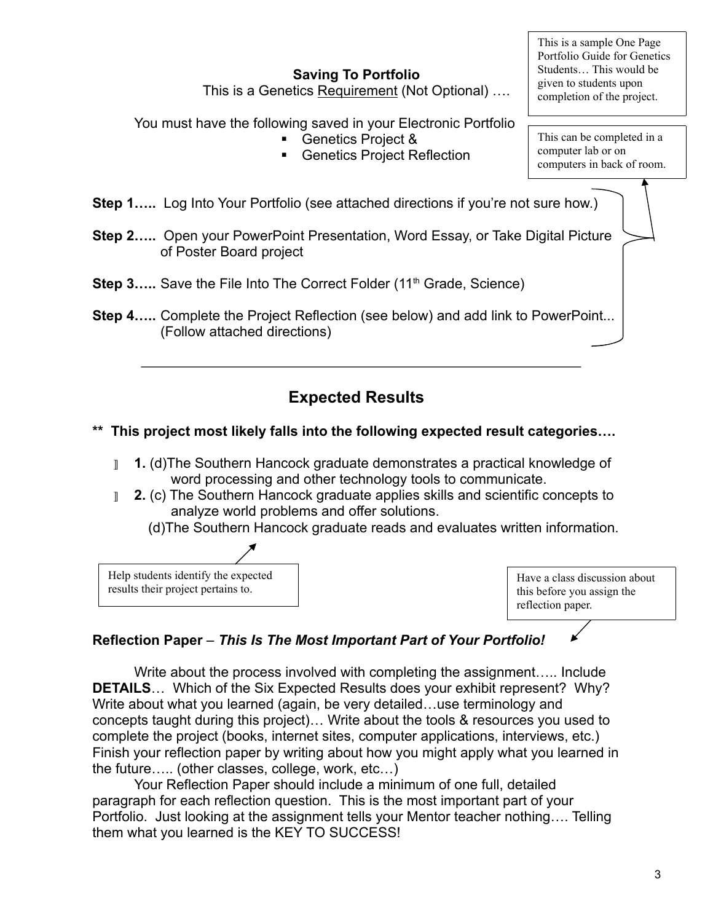This is a sample One Page Portfolio Guide for Genetics Students… This would be given to students upon completion of the project.

**Saving To Portfolio**

This is a Genetics Requirement (Not Optional) ….

You must have the following saved in your Electronic Portfolio

- Genetics Project &
- Genetics Project Reflection

This can be completed in a computer lab or on computers in back of room.

**Step 1…..** Log Into Your Portfolio (see attached directions if you're not sure how.)

**Step 2…..** Open your PowerPoint Presentation, Word Essay, or Take Digital Picture of Poster Board project

**Step 3…..** Save the File Into The Correct Folder (11th Grade, Science)

**Step 4…..** Complete the Project Reflection (see below) and add link to PowerPoint... (Follow attached directions)

---

## Expected Results

**\*\* This project most likely falls into the following expected result categories….**

- **1.** (d)The Southern Hancock graduate demonstrates a practical knowledge of word processing and other technology tools to communicate.
- **2.** (c) The Southern Hancock graduate applies skills and scientific concepts to analyze world problems and offer solutions.
  (d)The Southern Hancock graduate reads and evaluates written information.

Help students identify the expected results their project pertains to.

Have a class discussion about this before you assign the reflection paper.

**Reflection Paper** – ***This Is The Most Important Part of Your Portfolio!***

Write about the process involved with completing the assignment….. Include **DETAILS**… Which of the Six Expected Results does your exhibit represent? Why? Write about what you learned (again, be very detailed…use terminology and concepts taught during this project)… Write about the tools & resources you used to complete the project (books, internet sites, computer applications, interviews, etc.) Finish your reflection paper by writing about how you might apply what you learned in the future….. (other classes, college, work, etc…)

Your Reflection Paper should include a minimum of one full, detailed paragraph for each reflection question. This is the most important part of your Portfolio. Just looking at the assignment tells your Mentor teacher nothing…. Telling them what you learned is the KEY TO SUCCESS!